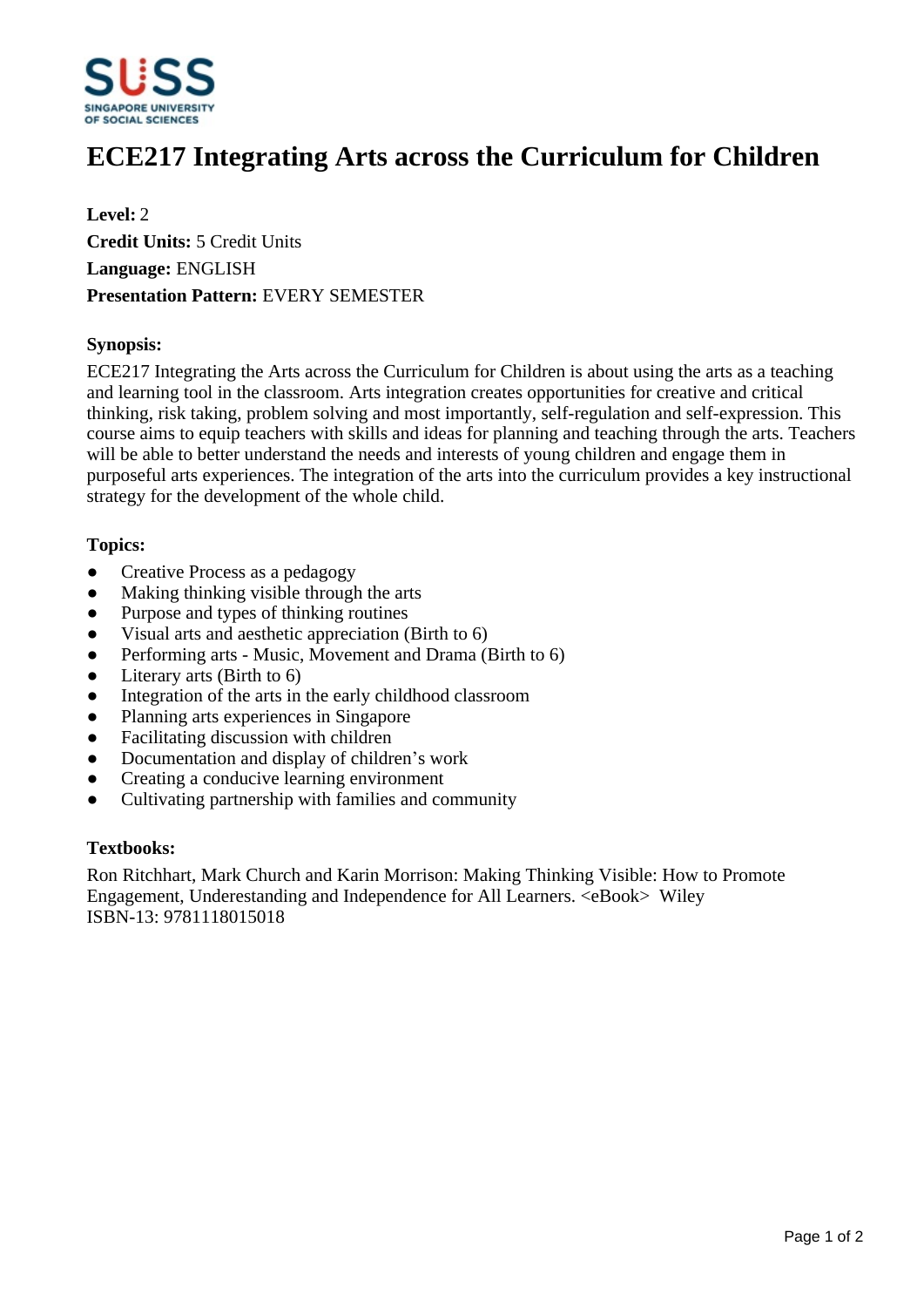# ECE217 Integrating Arts across the Curriculum for Children

**Level:** 2
**Credit Units:** 5 Credit Units
**Language:** ENGLISH
**Presentation Pattern:** EVERY SEMESTER

**Synopsis:**

ECE217 Integrating the Arts across the Curriculum for Children is about using the arts as a teaching and learning tool in the classroom. Arts integration creates opportunities for creative and critical thinking, risk taking, problem solving and most importantly, self-regulation and self-expression. This course aims to equip teachers with skills and ideas for planning and teaching through the arts. Teachers will be able to better understand the needs and interests of young children and engage them in purposeful arts experiences. The integration of the arts into the curriculum provides a key instructional strategy for the development of the whole child.

**Topics:**

- Creative Process as a pedagogy
- Making thinking visible through the arts
- Purpose and types of thinking routines
- Visual arts and aesthetic appreciation (Birth to 6)
- Performing arts - Music, Movement and Drama (Birth to 6)
- Literary arts (Birth to 6)
- Integration of the arts in the early childhood classroom
- Planning arts experiences in Singapore
- Facilitating discussion with children
- Documentation and display of children's work
- Creating a conducive learning environment
- Cultivating partnership with families and community

**Textbooks:**

Ron Ritchhart, Mark Church and Karin Morrison: Making Thinking Visible: How to Promote Engagement, Understanding and Independence for All Learners. <eBook> Wiley
ISBN-13: 9781118015018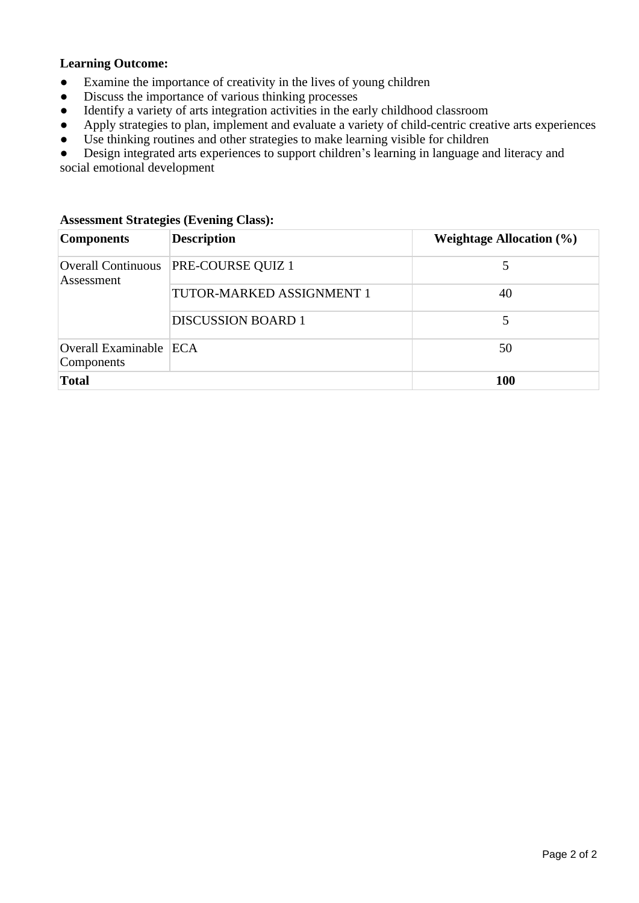**Learning Outcome:**

- Examine the importance of creativity in the lives of young children
- Discuss the importance of various thinking processes
- Identify a variety of arts integration activities in the early childhood classroom
- Apply strategies to plan, implement and evaluate a variety of child-centric creative arts experiences
- Use thinking routines and other strategies to make learning visible for children
- Design integrated arts experiences to support children's learning in language and literacy and social emotional development

**Assessment Strategies (Evening Class):**

| **Components** | **Description** | **Weightage Allocation (%)** |
|---|---|---|
| Overall Continuous Assessment | PRE-COURSE QUIZ 1 | 5 |
| | TUTOR-MARKED ASSIGNMENT 1 | 40 |
| | DISCUSSION BOARD 1 | 5 |
| Overall Examinable Components | ECA | 50 |
| **Total** | | **100** |